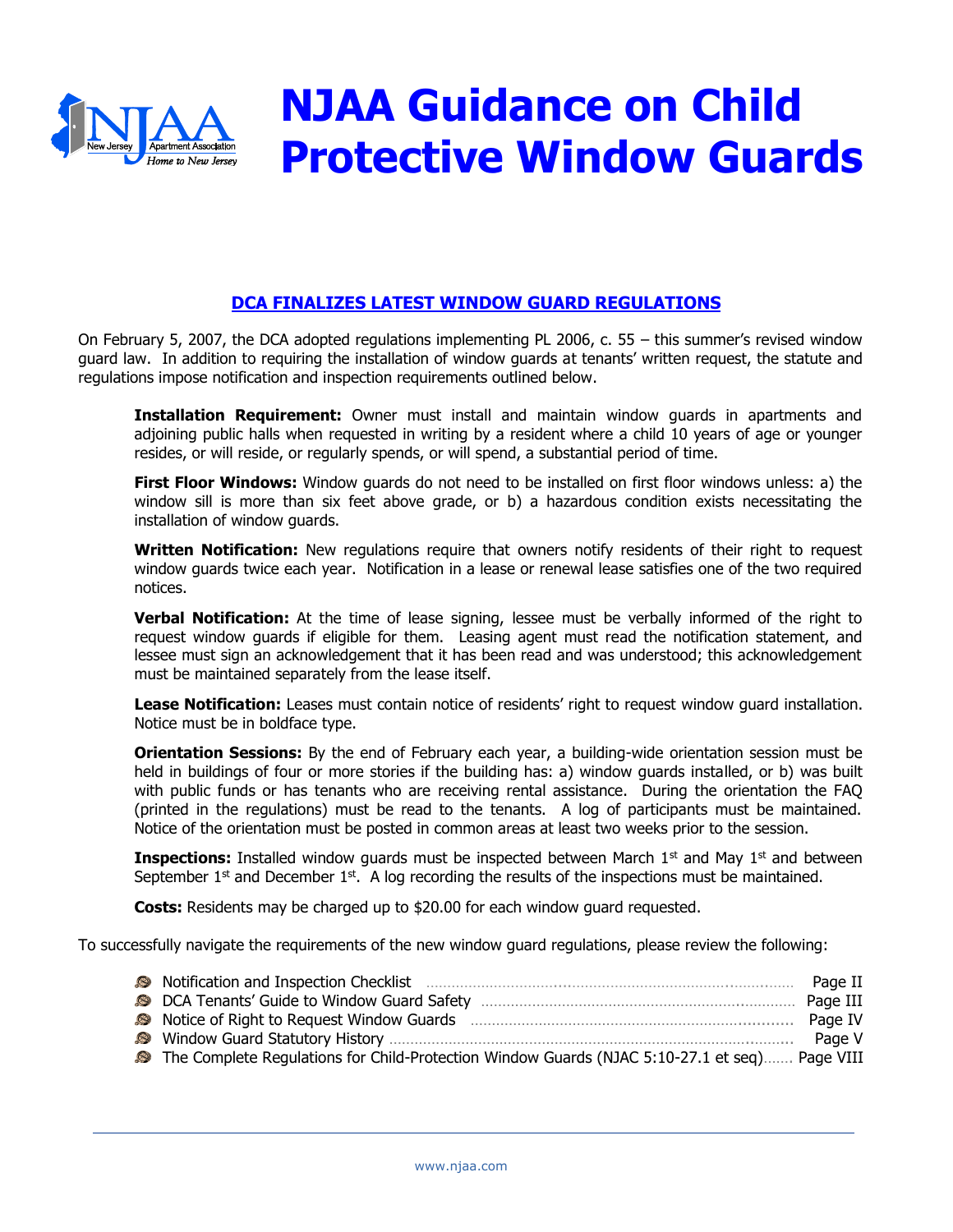# NJAA Guidance on Child Protective Window Guards

## DCA FINALIZES LATEST WINDOW GUARD REGULATIONS

On February 5, 2007, the DCA adopted regulations implementing PL 2006, c. 55 – this summer's revised window guard law. In addition to requiring the installation of window guards at tenants' written request, the statute and regulations impose notification and inspection requirements outlined below.

**Installation Requirement:** Owner must install and maintain window guards in apartments and adjoining public halls when requested in writing by a resident where a child 10 years of age or younger resides, or will reside, or regularly spends, or will spend, a substantial period of time.

**First Floor Windows:** Window guards do not need to be installed on first floor windows unless: a) the window sill is more than six feet above grade, or b) a hazardous condition exists necessitating the installation of window guards.

**Written Notification:** New regulations require that owners notify residents of their right to request window guards twice each year. Notification in a lease or renewal lease satisfies one of the two required notices.

**Verbal Notification:** At the time of lease signing, lessee must be verbally informed of the right to request window guards if eligible for them. Leasing agent must read the notification statement, and lessee must sign an acknowledgement that it has been read and was understood; this acknowledgement must be maintained separately from the lease itself.

**Lease Notification:** Leases must contain notice of residents' right to request window guard installation. Notice must be in boldface type.

**Orientation Sessions:** By the end of February each year, a building-wide orientation session must be held in buildings of four or more stories if the building has: a) window guards installed, or b) was built with public funds or has tenants who are receiving rental assistance. During the orientation the FAQ (printed in the regulations) must be read to the tenants. A log of participants must be maintained. Notice of the orientation must be posted in common areas at least two weeks prior to the session.

**Inspections:** Installed window guards must be inspected between March 1st and May 1st and between September 1st and December 1st. A log recording the results of the inspections must be maintained.

**Costs:** Residents may be charged up to $20.00 for each window guard requested.

To successfully navigate the requirements of the new window guard regulations, please review the following:

- Notification and Inspection Checklist ........ Page II
- DCA Tenants' Guide to Window Guard Safety ........ Page III
- Notice of Right to Request Window Guards ........ Page IV
- Window Guard Statutory History ........ Page V
- The Complete Regulations for Child-Protection Window Guards (NJAC 5:10-27.1 et seq) ........ Page VIII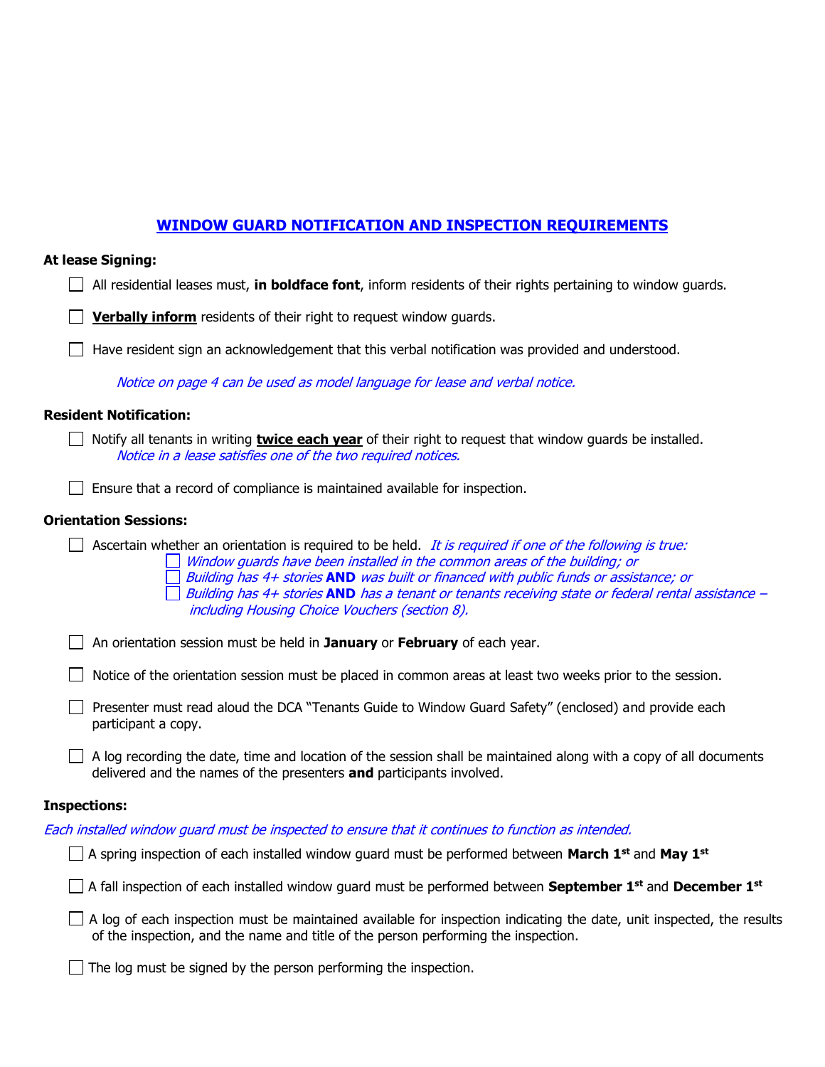## WINDOW GUARD NOTIFICATION AND INSPECTION REQUIREMENTS

### At lease Signing:

- [ ] All residential leases must, **in boldface font**, inform residents of their rights pertaining to window guards.
- [ ] **Verbally inform** residents of their right to request window guards.
- [ ] Have resident sign an acknowledgement that this verbal notification was provided and understood.

*Notice on page 4 can be used as model language for lease and verbal notice.*

### Resident Notification:

- [ ] Notify all tenants in writing **twice each year** of their right to request that window guards be installed.
  *Notice in a lease satisfies one of the two required notices.*
- [ ] Ensure that a record of compliance is maintained available for inspection.

### Orientation Sessions:

- [ ] Ascertain whether an orientation is required to be held. *It is required if one of the following is true:*
  - [ ] *Window guards have been installed in the common areas of the building; or*
  - [ ] *Building has 4+ stories* ***AND*** *was built or financed with public funds or assistance; or*
  - [ ] *Building has 4+ stories* ***AND*** *has a tenant or tenants receiving state or federal rental assistance – including Housing Choice Vouchers (section 8).*
- [ ] An orientation session must be held in **January** or **February** of each year.
- [ ] Notice of the orientation session must be placed in common areas at least two weeks prior to the session.
- [ ] Presenter must read aloud the DCA "Tenants Guide to Window Guard Safety" (enclosed) and provide each participant a copy.
- [ ] A log recording the date, time and location of the session shall be maintained along with a copy of all documents delivered and the names of the presenters **and** participants involved.

### Inspections:

*Each installed window guard must be inspected to ensure that it continues to function as intended.*

- [ ] A spring inspection of each installed window guard must be performed between **March 1st** and **May 1st**
- [ ] A fall inspection of each installed window guard must be performed between **September 1st** and **December 1st**
- [ ] A log of each inspection must be maintained available for inspection indicating the date, unit inspected, the results of the inspection, and the name and title of the person performing the inspection.
- [ ] The log must be signed by the person performing the inspection.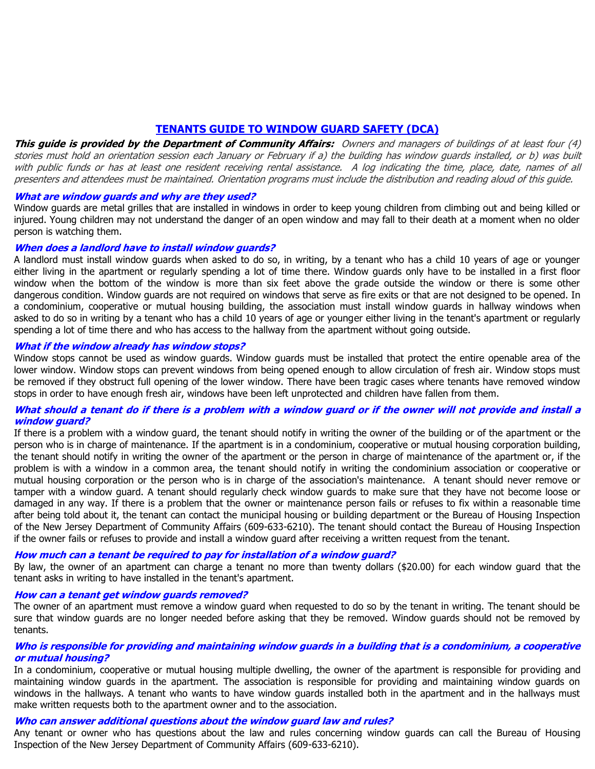# TENANTS GUIDE TO WINDOW GUARD SAFETY (DCA)

***This guide is provided by the Department of Community Affairs:*** *Owners and managers of buildings of at least four (4) stories must hold an orientation session each January or February if a) the building has window guards installed, or b) was built with public funds or has at least one resident receiving rental assistance. A log indicating the time, place, date, names of all presenters and attendees must be maintained. Orientation programs must include the distribution and reading aloud of this guide.*

### *What are window guards and why are they used?*

Window guards are metal grilles that are installed in windows in order to keep young children from climbing out and being killed or injured. Young children may not understand the danger of an open window and may fall to their death at a moment when no older person is watching them.

### *When does a landlord have to install window guards?*

A landlord must install window guards when asked to do so, in writing, by a tenant who has a child 10 years of age or younger either living in the apartment or regularly spending a lot of time there. Window guards only have to be installed in a first floor window when the bottom of the window is more than six feet above the grade outside the window or there is some other dangerous condition. Window guards are not required on windows that serve as fire exits or that are not designed to be opened. In a condominium, cooperative or mutual housing building, the association must install window guards in hallway windows when asked to do so in writing by a tenant who has a child 10 years of age or younger either living in the tenant's apartment or regularly spending a lot of time there and who has access to the hallway from the apartment without going outside.

### *What if the window already has window stops?*

Window stops cannot be used as window guards. Window guards must be installed that protect the entire openable area of the lower window. Window stops can prevent windows from being opened enough to allow circulation of fresh air. Window stops must be removed if they obstruct full opening of the lower window. There have been tragic cases where tenants have removed window stops in order to have enough fresh air, windows have been left unprotected and children have fallen from them.

### *What should a tenant do if there is a problem with a window guard or if the owner will not provide and install a window guard?*

If there is a problem with a window guard, the tenant should notify in writing the owner of the building or of the apartment or the person who is in charge of maintenance. If the apartment is in a condominium, cooperative or mutual housing corporation building, the tenant should notify in writing the owner of the apartment or the person in charge of maintenance of the apartment or, if the problem is with a window in a common area, the tenant should notify in writing the condominium association or cooperative or mutual housing corporation or the person who is in charge of the association's maintenance. A tenant should never remove or tamper with a window guard. A tenant should regularly check window guards to make sure that they have not become loose or damaged in any way. If there is a problem that the owner or maintenance person fails or refuses to fix within a reasonable time after being told about it, the tenant can contact the municipal housing or building department or the Bureau of Housing Inspection of the New Jersey Department of Community Affairs (609-633-6210). The tenant should contact the Bureau of Housing Inspection if the owner fails or refuses to provide and install a window guard after receiving a written request from the tenant.

### *How much can a tenant be required to pay for installation of a window guard?*

By law, the owner of an apartment can charge a tenant no more than twenty dollars ($20.00) for each window guard that the tenant asks in writing to have installed in the tenant's apartment.

### *How can a tenant get window guards removed?*

The owner of an apartment must remove a window guard when requested to do so by the tenant in writing. The tenant should be sure that window guards are no longer needed before asking that they be removed. Window guards should not be removed by tenants.

### *Who is responsible for providing and maintaining window guards in a building that is a condominium, a cooperative or mutual housing?*

In a condominium, cooperative or mutual housing multiple dwelling, the owner of the apartment is responsible for providing and maintaining window guards in the apartment. The association is responsible for providing and maintaining window guards on windows in the hallways. A tenant who wants to have window guards installed both in the apartment and in the hallways must make written requests both to the apartment owner and to the association.

### *Who can answer additional questions about the window guard law and rules?*

Any tenant or owner who has questions about the law and rules concerning window guards can call the Bureau of Housing Inspection of the New Jersey Department of Community Affairs (609-633-6210).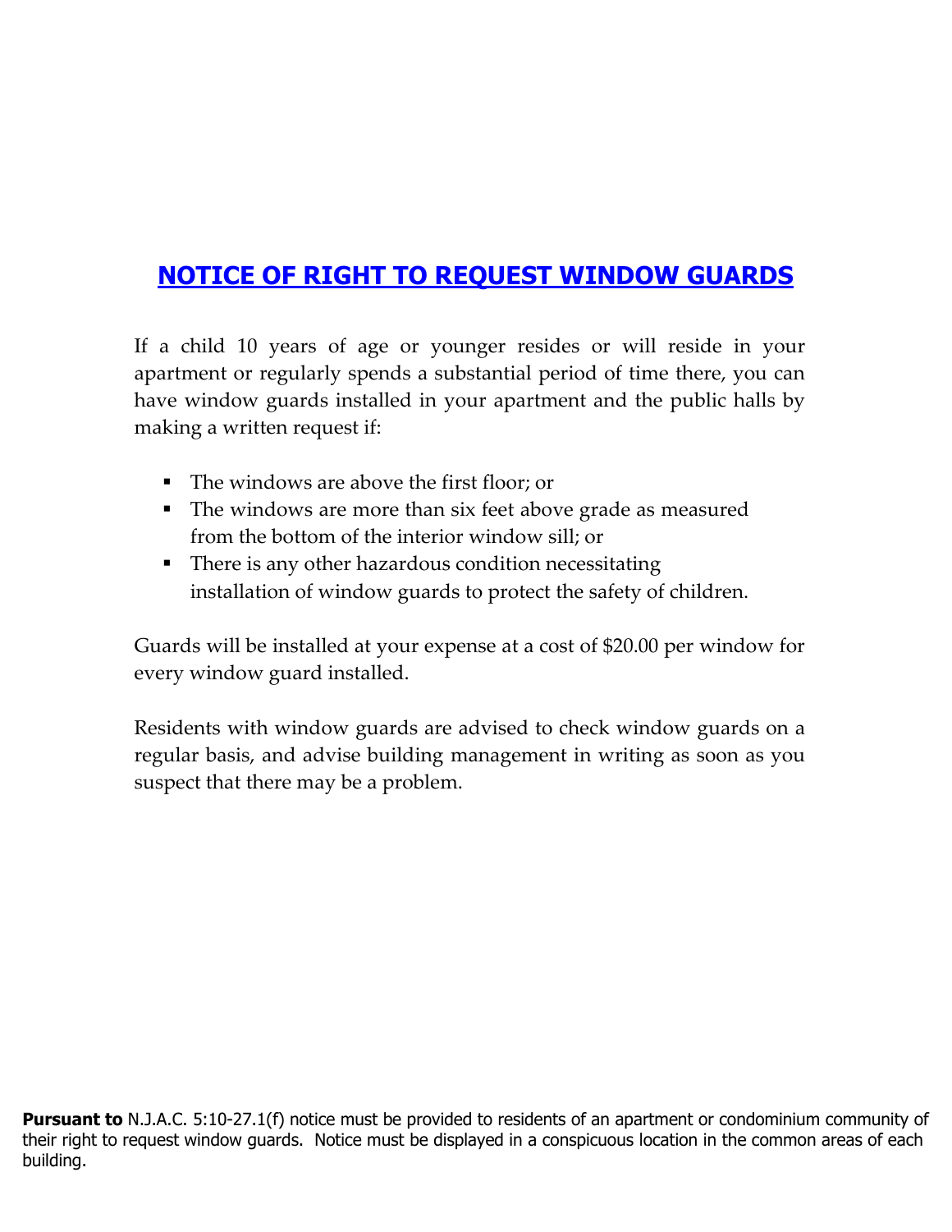# NOTICE OF RIGHT TO REQUEST WINDOW GUARDS

If a child 10 years of age or younger resides or will reside in your apartment or regularly spends a substantial period of time there, you can have window guards installed in your apartment and the public halls by making a written request if:

- The windows are above the first floor; or
- The windows are more than six feet above grade as measured from the bottom of the interior window sill; or
- There is any other hazardous condition necessitating installation of window guards to protect the safety of children.

Guards will be installed at your expense at a cost of $20.00 per window for every window guard installed.

Residents with window guards are advised to check window guards on a regular basis, and advise building management in writing as soon as you suspect that there may be a problem.

**Pursuant to** N.J.A.C. 5:10-27.1(f) notice must be provided to residents of an apartment or condominium community of their right to request window guards. Notice must be displayed in a conspicuous location in the common areas of each building.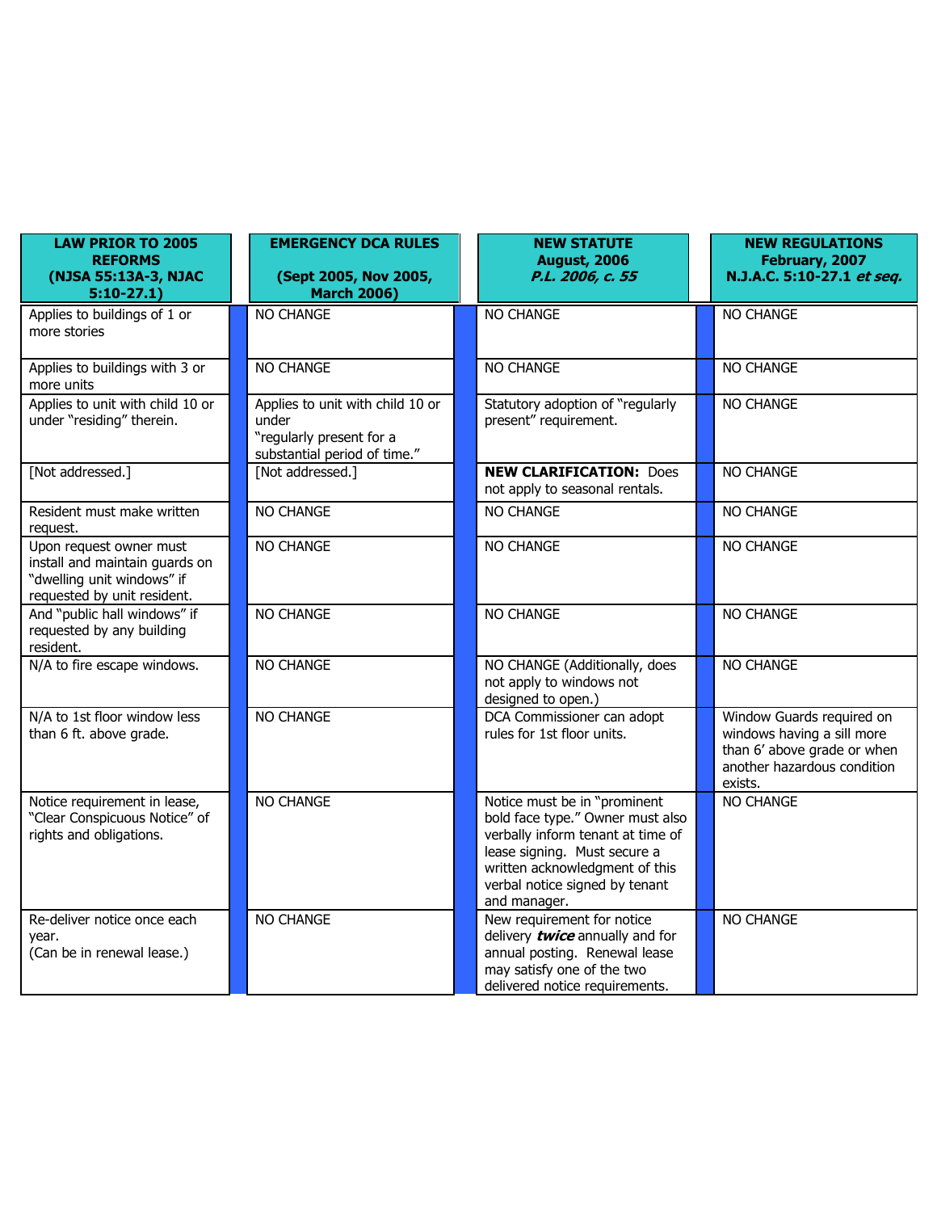| LAW PRIOR TO 2005 REFORMS (NJSA 55:13A-3, NJAC 5:10-27.1) | EMERGENCY DCA RULES (Sept 2005, Nov 2005, March 2006) | NEW STATUTE August, 2006 *P.L. 2006, c. 55* | NEW REGULATIONS February, 2007 N.J.A.C. 5:10-27.1 *et seq.* |
|---|---|---|---|
| Applies to buildings of 1 or more stories | NO CHANGE | NO CHANGE | NO CHANGE |
| Applies to buildings with 3 or more units | NO CHANGE | NO CHANGE | NO CHANGE |
| Applies to unit with child 10 or under "residing" therein. | Applies to unit with child 10 or under "regularly present for a substantial period of time." | Statutory adoption of "regularly present" requirement. | NO CHANGE |
| [Not addressed.] | [Not addressed.] | **NEW CLARIFICATION:** Does not apply to seasonal rentals. | NO CHANGE |
| Resident must make written request. | NO CHANGE | NO CHANGE | NO CHANGE |
| Upon request owner must install and maintain guards on "dwelling unit windows" if requested by unit resident. | NO CHANGE | NO CHANGE | NO CHANGE |
| And "public hall windows" if requested by any building resident. | NO CHANGE | NO CHANGE | NO CHANGE |
| N/A to fire escape windows. | NO CHANGE | NO CHANGE (Additionally, does not apply to windows not designed to open.) | NO CHANGE |
| N/A to 1st floor window less than 6 ft. above grade. | NO CHANGE | DCA Commissioner can adopt rules for 1st floor units. | Window Guards required on windows having a sill more than 6' above grade or when another hazardous condition exists. |
| Notice requirement in lease, "Clear Conspicuous Notice" of rights and obligations. | NO CHANGE | Notice must be in "prominent bold face type." Owner must also verbally inform tenant at time of lease signing. Must secure a written acknowledgment of this verbal notice signed by tenant and manager. | NO CHANGE |
| Re-deliver notice once each year. (Can be in renewal lease.) | NO CHANGE | New requirement for notice delivery ***twice*** annually and for annual posting. Renewal lease may satisfy one of the two delivered notice requirements. | NO CHANGE |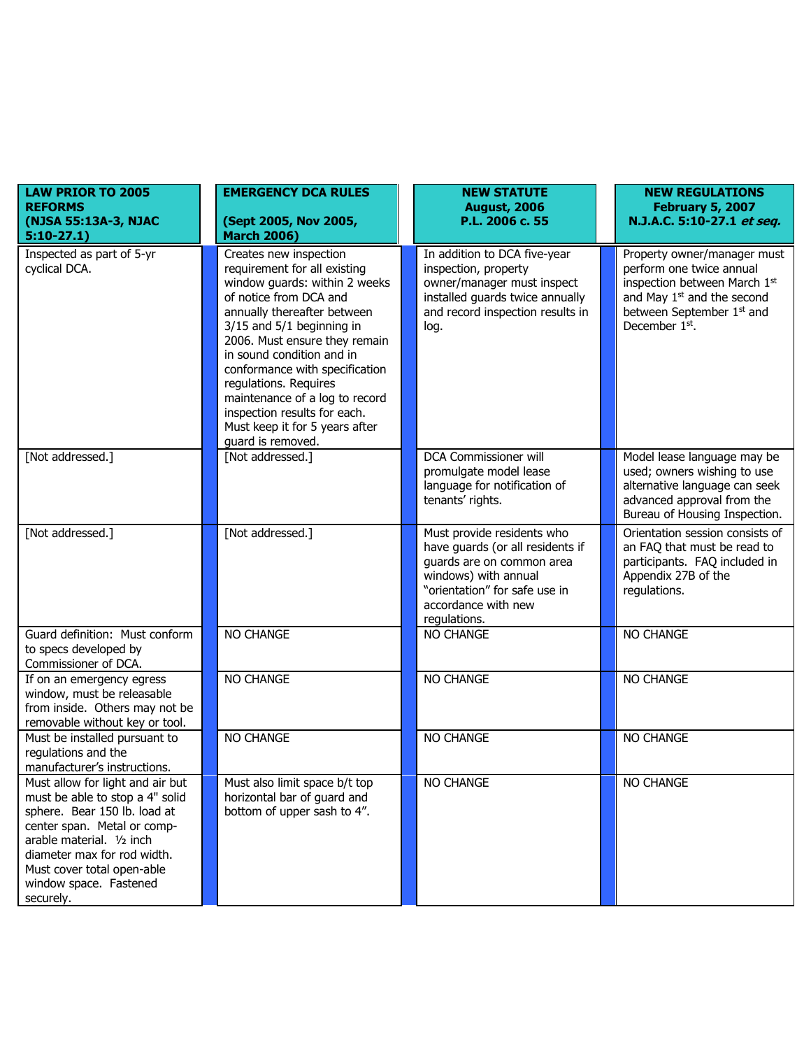| LAW PRIOR TO 2005 REFORMS (NJSA 55:13A-3, NJAC 5:10-27.1) | EMERGENCY DCA RULES (Sept 2005, Nov 2005, March 2006) | NEW STATUTE August, 2006 P.L. 2006 c. 55 | NEW REGULATIONS February 5, 2007 N.J.A.C. 5:10-27.1 *et seq.* |
|---|---|---|---|
| Inspected as part of 5-yr cyclical DCA. | Creates new inspection requirement for all existing window guards: within 2 weeks of notice from DCA and annually thereafter between 3/15 and 5/1 beginning in 2006. Must ensure they remain in sound condition and in conformance with specification regulations. Requires maintenance of a log to record inspection results for each. Must keep it for 5 years after guard is removed. | In addition to DCA five-year inspection, property owner/manager must inspect installed guards twice annually and record inspection results in log. | Property owner/manager must perform one twice annual inspection between March 1st and May 1st and the second between September 1st and December 1st. |
| [Not addressed.] | [Not addressed.] | DCA Commissioner will promulgate model lease language for notification of tenants' rights. | Model lease language may be used; owners wishing to use alternative language can seek advanced approval from the Bureau of Housing Inspection. |
| [Not addressed.] | [Not addressed.] | Must provide residents who have guards (or all residents if guards are on common area windows) with annual "orientation" for safe use in accordance with new regulations. | Orientation session consists of an FAQ that must be read to participants. FAQ included in Appendix 27B of the regulations. |
| Guard definition: Must conform to specs developed by Commissioner of DCA. | NO CHANGE | NO CHANGE | NO CHANGE |
| If on an emergency egress window, must be releasable from inside. Others may not be removable without key or tool. | NO CHANGE | NO CHANGE | NO CHANGE |
| Must be installed pursuant to regulations and the manufacturer's instructions. | NO CHANGE | NO CHANGE | NO CHANGE |
| Must allow for light and air but must be able to stop a 4" solid sphere. Bear 150 lb. load at center span. Metal or comp-arable material. ½ inch diameter max for rod width. Must cover total open-able window space. Fastened securely. | Must also limit space b/t top horizontal bar of guard and bottom of upper sash to 4". | NO CHANGE | NO CHANGE |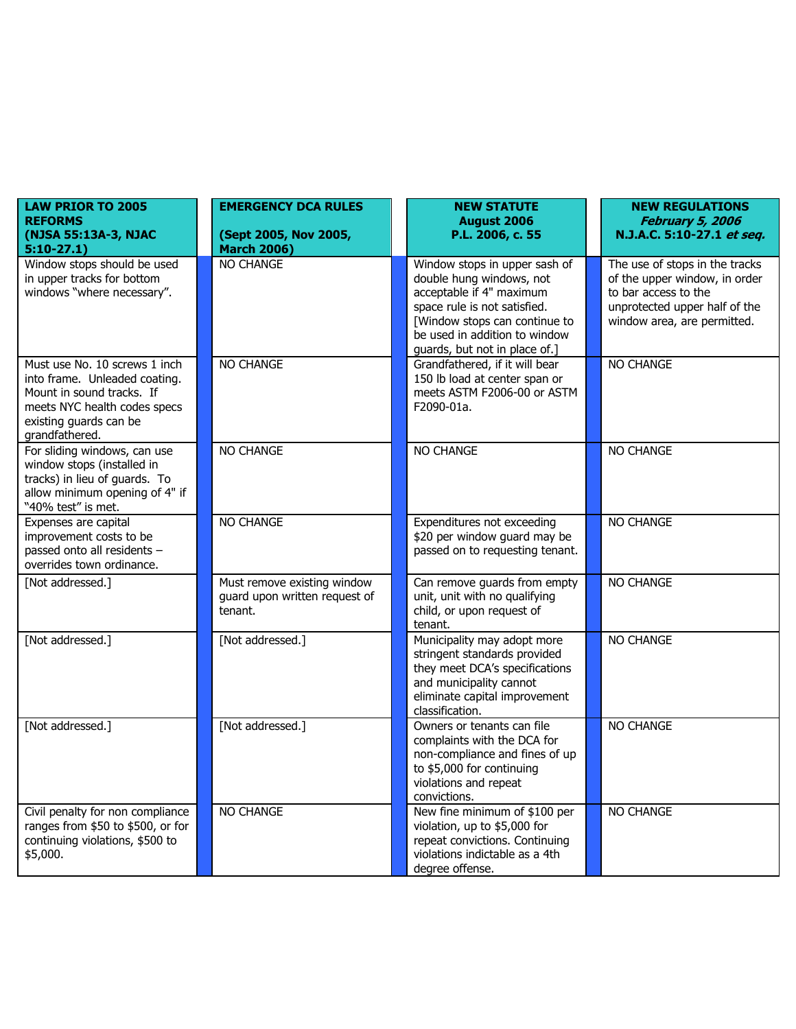| LAW PRIOR TO 2005 REFORMS (NJSA 55:13A-3, NJAC 5:10-27.1) | EMERGENCY DCA RULES (Sept 2005, Nov 2005, March 2006) | NEW STATUTE August 2006 P.L. 2006, c. 55 | NEW REGULATIONS *February 5, 2006* N.J.A.C. 5:10-27.1 *et seq.* |
|---|---|---|---|
| Window stops should be used in upper tracks for bottom windows "where necessary". | NO CHANGE | Window stops in upper sash of double hung windows, not acceptable if 4" maximum space rule is not satisfied. [Window stops can continue to be used in addition to window guards, but not in place of.] | The use of stops in the tracks of the upper window, in order to bar access to the unprotected upper half of the window area, are permitted. |
| Must use No. 10 screws 1 inch into frame. Unleaded coating. Mount in sound tracks. If meets NYC health codes specs existing guards can be grandfathered. | NO CHANGE | Grandfathered, if it will bear 150 lb load at center span or meets ASTM F2006-00 or ASTM F2090-01a. | NO CHANGE |
| For sliding windows, can use window stops (installed in tracks) in lieu of guards. To allow minimum opening of 4" if "40% test" is met. | NO CHANGE | NO CHANGE | NO CHANGE |
| Expenses are capital improvement costs to be passed onto all residents – overrides town ordinance. | NO CHANGE | Expenditures not exceeding $20 per window guard may be passed on to requesting tenant. | NO CHANGE |
| [Not addressed.] | Must remove existing window guard upon written request of tenant. | Can remove guards from empty unit, unit with no qualifying child, or upon request of tenant. | NO CHANGE |
| [Not addressed.] | [Not addressed.] | Municipality may adopt more stringent standards provided they meet DCA's specifications and municipality cannot eliminate capital improvement classification. | NO CHANGE |
| [Not addressed.] | [Not addressed.] | Owners or tenants can file complaints with the DCA for non-compliance and fines of up to $5,000 for continuing violations and repeat convictions. | NO CHANGE |
| Civil penalty for non compliance ranges from $50 to $500, or for continuing violations, $500 to $5,000. | NO CHANGE | New fine minimum of $100 per violation, up to $5,000 for repeat convictions. Continuing violations indictable as a 4th degree offense. | NO CHANGE |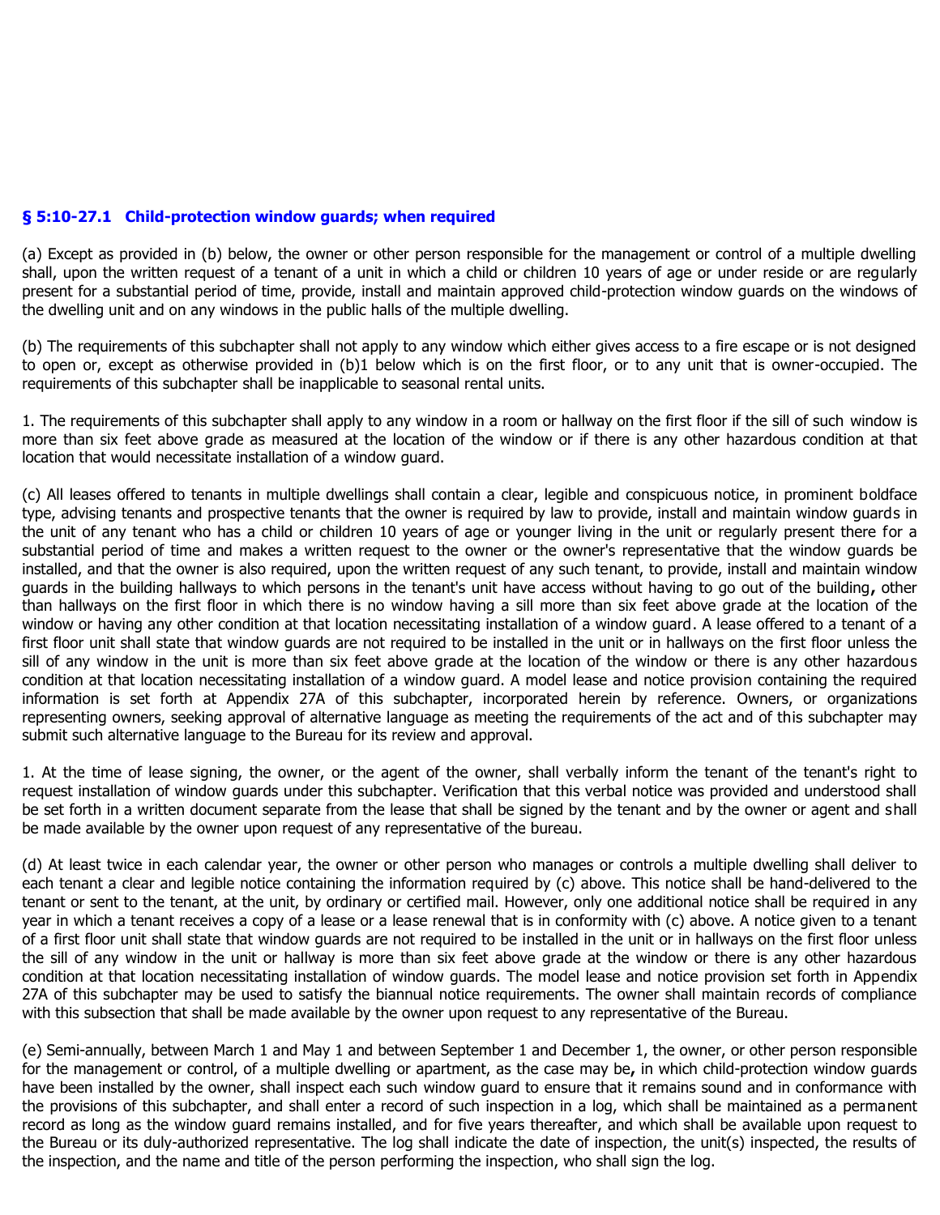### § 5:10-27.1 Child-protection window guards; when required

(a) Except as provided in (b) below, the owner or other person responsible for the management or control of a multiple dwelling shall, upon the written request of a tenant of a unit in which a child or children 10 years of age or under reside or are regularly present for a substantial period of time, provide, install and maintain approved child-protection window guards on the windows of the dwelling unit and on any windows in the public halls of the multiple dwelling.

(b) The requirements of this subchapter shall not apply to any window which either gives access to a fire escape or is not designed to open or, except as otherwise provided in (b)1 below which is on the first floor, or to any unit that is owner-occupied. The requirements of this subchapter shall be inapplicable to seasonal rental units.

1. The requirements of this subchapter shall apply to any window in a room or hallway on the first floor if the sill of such window is more than six feet above grade as measured at the location of the window or if there is any other hazardous condition at that location that would necessitate installation of a window guard.

(c) All leases offered to tenants in multiple dwellings shall contain a clear, legible and conspicuous notice, in prominent boldface type, advising tenants and prospective tenants that the owner is required by law to provide, install and maintain window guards in the unit of any tenant who has a child or children 10 years of age or younger living in the unit or regularly present there for a substantial period of time and makes a written request to the owner or the owner's representative that the window guards be installed, and that the owner is also required, upon the written request of any such tenant, to provide, install and maintain window guards in the building hallways to which persons in the tenant's unit have access without having to go out of the building**,** other than hallways on the first floor in which there is no window having a sill more than six feet above grade at the location of the window or having any other condition at that location necessitating installation of a window guard. A lease offered to a tenant of a first floor unit shall state that window guards are not required to be installed in the unit or in hallways on the first floor unless the sill of any window in the unit is more than six feet above grade at the location of the window or there is any other hazardous condition at that location necessitating installation of a window guard. A model lease and notice provision containing the required information is set forth at Appendix 27A of this subchapter, incorporated herein by reference. Owners, or organizations representing owners, seeking approval of alternative language as meeting the requirements of the act and of this subchapter may submit such alternative language to the Bureau for its review and approval.

1. At the time of lease signing, the owner, or the agent of the owner, shall verbally inform the tenant of the tenant's right to request installation of window guards under this subchapter. Verification that this verbal notice was provided and understood shall be set forth in a written document separate from the lease that shall be signed by the tenant and by the owner or agent and shall be made available by the owner upon request of any representative of the bureau.

(d) At least twice in each calendar year, the owner or other person who manages or controls a multiple dwelling shall deliver to each tenant a clear and legible notice containing the information required by (c) above. This notice shall be hand-delivered to the tenant or sent to the tenant, at the unit, by ordinary or certified mail. However, only one additional notice shall be required in any year in which a tenant receives a copy of a lease or a lease renewal that is in conformity with (c) above. A notice given to a tenant of a first floor unit shall state that window guards are not required to be installed in the unit or in hallways on the first floor unless the sill of any window in the unit or hallway is more than six feet above grade at the window or there is any other hazardous condition at that location necessitating installation of window guards. The model lease and notice provision set forth in Appendix 27A of this subchapter may be used to satisfy the biannual notice requirements. The owner shall maintain records of compliance with this subsection that shall be made available by the owner upon request to any representative of the Bureau.

(e) Semi-annually, between March 1 and May 1 and between September 1 and December 1, the owner, or other person responsible for the management or control, of a multiple dwelling or apartment, as the case may be**,** in which child-protection window guards have been installed by the owner, shall inspect each such window guard to ensure that it remains sound and in conformance with the provisions of this subchapter, and shall enter a record of such inspection in a log, which shall be maintained as a permanent record as long as the window guard remains installed, and for five years thereafter, and which shall be available upon request to the Bureau or its duly-authorized representative. The log shall indicate the date of inspection, the unit(s) inspected, the results of the inspection, and the name and title of the person performing the inspection, who shall sign the log.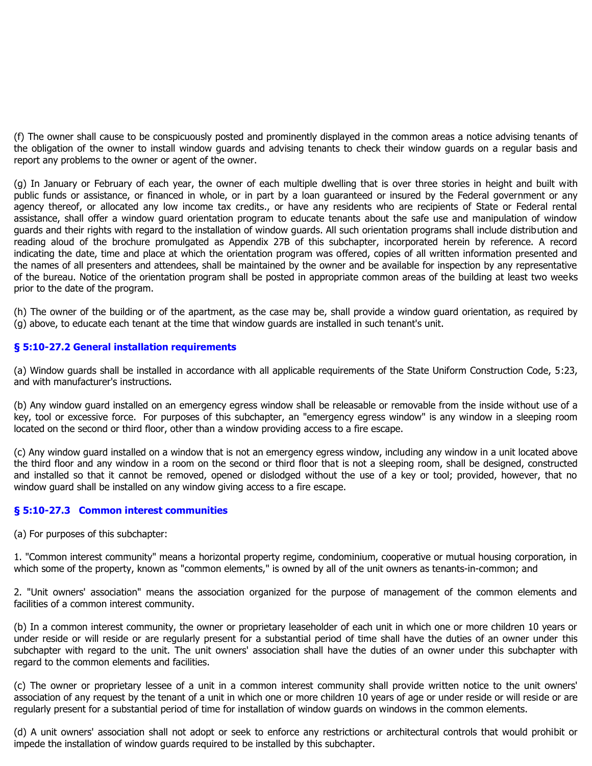(f) The owner shall cause to be conspicuously posted and prominently displayed in the common areas a notice advising tenants of the obligation of the owner to install window guards and advising tenants to check their window guards on a regular basis and report any problems to the owner or agent of the owner.

(g) In January or February of each year, the owner of each multiple dwelling that is over three stories in height and built with public funds or assistance, or financed in whole, or in part by a loan guaranteed or insured by the Federal government or any agency thereof, or allocated any low income tax credits., or have any residents who are recipients of State or Federal rental assistance, shall offer a window guard orientation program to educate tenants about the safe use and manipulation of window guards and their rights with regard to the installation of window guards. All such orientation programs shall include distribution and reading aloud of the brochure promulgated as Appendix 27B of this subchapter, incorporated herein by reference. A record indicating the date, time and place at which the orientation program was offered, copies of all written information presented and the names of all presenters and attendees, shall be maintained by the owner and be available for inspection by any representative of the bureau. Notice of the orientation program shall be posted in appropriate common areas of the building at least two weeks prior to the date of the program.

(h) The owner of the building or of the apartment, as the case may be, shall provide a window guard orientation, as required by (g) above, to educate each tenant at the time that window guards are installed in such tenant's unit.

### § 5:10-27.2 General installation requirements

(a) Window guards shall be installed in accordance with all applicable requirements of the State Uniform Construction Code, 5:23, and with manufacturer's instructions.

(b) Any window guard installed on an emergency egress window shall be releasable or removable from the inside without use of a key, tool or excessive force. For purposes of this subchapter, an "emergency egress window" is any window in a sleeping room located on the second or third floor, other than a window providing access to a fire escape.

(c) Any window guard installed on a window that is not an emergency egress window, including any window in a unit located above the third floor and any window in a room on the second or third floor that is not a sleeping room, shall be designed, constructed and installed so that it cannot be removed, opened or dislodged without the use of a key or tool; provided, however, that no window guard shall be installed on any window giving access to a fire escape.

### § 5:10-27.3 Common interest communities

(a) For purposes of this subchapter:

1. "Common interest community" means a horizontal property regime, condominium, cooperative or mutual housing corporation, in which some of the property, known as "common elements," is owned by all of the unit owners as tenants-in-common; and

2. "Unit owners' association" means the association organized for the purpose of management of the common elements and facilities of a common interest community.

(b) In a common interest community, the owner or proprietary leaseholder of each unit in which one or more children 10 years or under reside or will reside or are regularly present for a substantial period of time shall have the duties of an owner under this subchapter with regard to the unit. The unit owners' association shall have the duties of an owner under this subchapter with regard to the common elements and facilities.

(c) The owner or proprietary lessee of a unit in a common interest community shall provide written notice to the unit owners' association of any request by the tenant of a unit in which one or more children 10 years of age or under reside or will reside or are regularly present for a substantial period of time for installation of window guards on windows in the common elements.

(d) A unit owners' association shall not adopt or seek to enforce any restrictions or architectural controls that would prohibit or impede the installation of window guards required to be installed by this subchapter.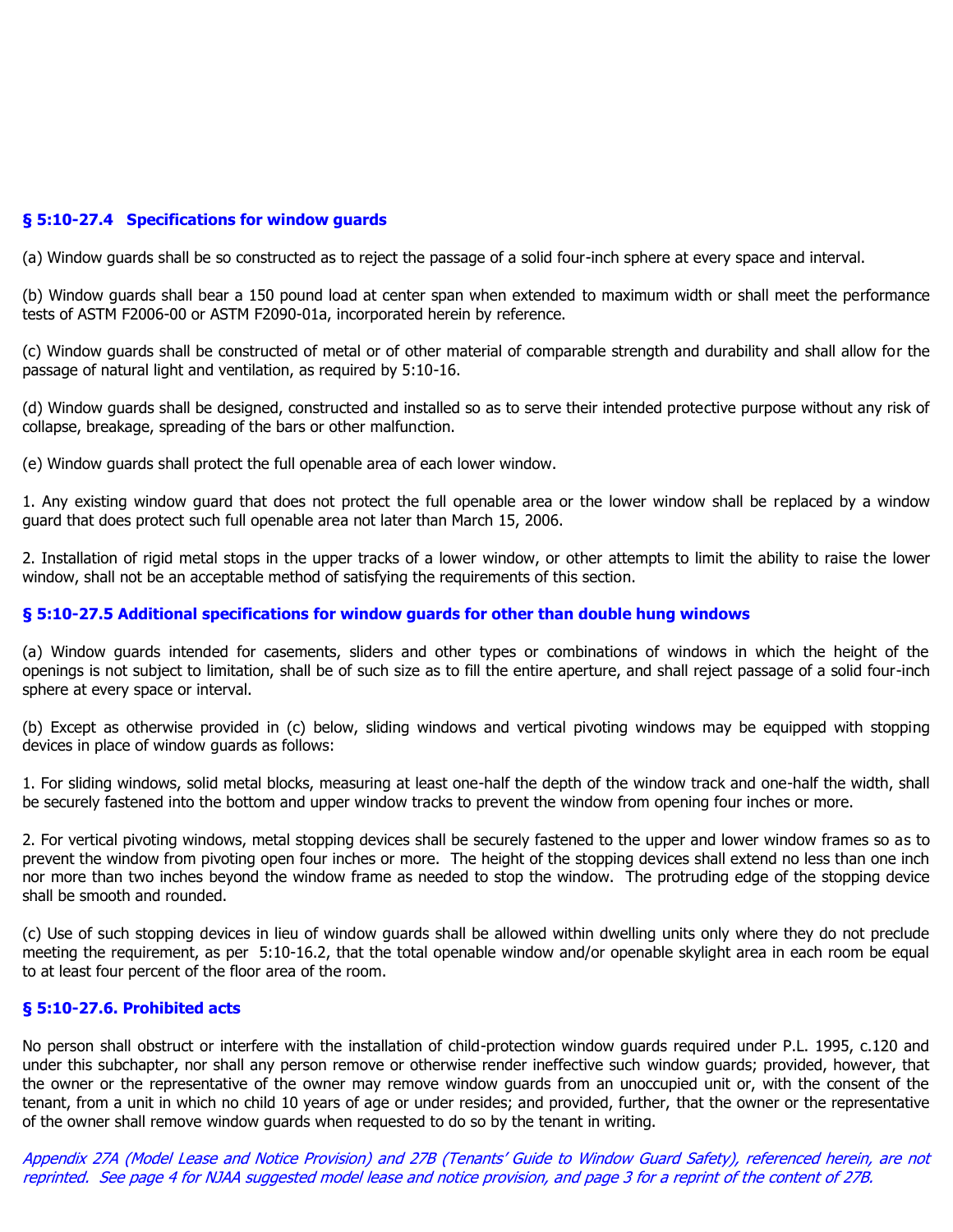### § 5:10-27.4 Specifications for window guards

(a) Window guards shall be so constructed as to reject the passage of a solid four-inch sphere at every space and interval.

(b) Window guards shall bear a 150 pound load at center span when extended to maximum width or shall meet the performance tests of ASTM F2006-00 or ASTM F2090-01a, incorporated herein by reference.

(c) Window guards shall be constructed of metal or of other material of comparable strength and durability and shall allow for the passage of natural light and ventilation, as required by 5:10-16.

(d) Window guards shall be designed, constructed and installed so as to serve their intended protective purpose without any risk of collapse, breakage, spreading of the bars or other malfunction.

(e) Window guards shall protect the full openable area of each lower window.

1. Any existing window guard that does not protect the full openable area or the lower window shall be replaced by a window guard that does protect such full openable area not later than March 15, 2006.

2. Installation of rigid metal stops in the upper tracks of a lower window, or other attempts to limit the ability to raise the lower window, shall not be an acceptable method of satisfying the requirements of this section.

### § 5:10-27.5 Additional specifications for window guards for other than double hung windows

(a) Window guards intended for casements, sliders and other types or combinations of windows in which the height of the openings is not subject to limitation, shall be of such size as to fill the entire aperture, and shall reject passage of a solid four-inch sphere at every space or interval.

(b) Except as otherwise provided in (c) below, sliding windows and vertical pivoting windows may be equipped with stopping devices in place of window guards as follows:

1. For sliding windows, solid metal blocks, measuring at least one-half the depth of the window track and one-half the width, shall be securely fastened into the bottom and upper window tracks to prevent the window from opening four inches or more.

2. For vertical pivoting windows, metal stopping devices shall be securely fastened to the upper and lower window frames so as to prevent the window from pivoting open four inches or more. The height of the stopping devices shall extend no less than one inch nor more than two inches beyond the window frame as needed to stop the window. The protruding edge of the stopping device shall be smooth and rounded.

(c) Use of such stopping devices in lieu of window guards shall be allowed within dwelling units only where they do not preclude meeting the requirement, as per 5:10-16.2, that the total openable window and/or openable skylight area in each room be equal to at least four percent of the floor area of the room.

### § 5:10-27.6. Prohibited acts

No person shall obstruct or interfere with the installation of child-protection window guards required under P.L. 1995, c.120 and under this subchapter, nor shall any person remove or otherwise render ineffective such window guards; provided, however, that the owner or the representative of the owner may remove window guards from an unoccupied unit or, with the consent of the tenant, from a unit in which no child 10 years of age or under resides; and provided, further, that the owner or the representative of the owner shall remove window guards when requested to do so by the tenant in writing.

*Appendix 27A (Model Lease and Notice Provision) and 27B (Tenants' Guide to Window Guard Safety), referenced herein, are not reprinted. See page 4 for NJAA suggested model lease and notice provision, and page 3 for a reprint of the content of 27B.*